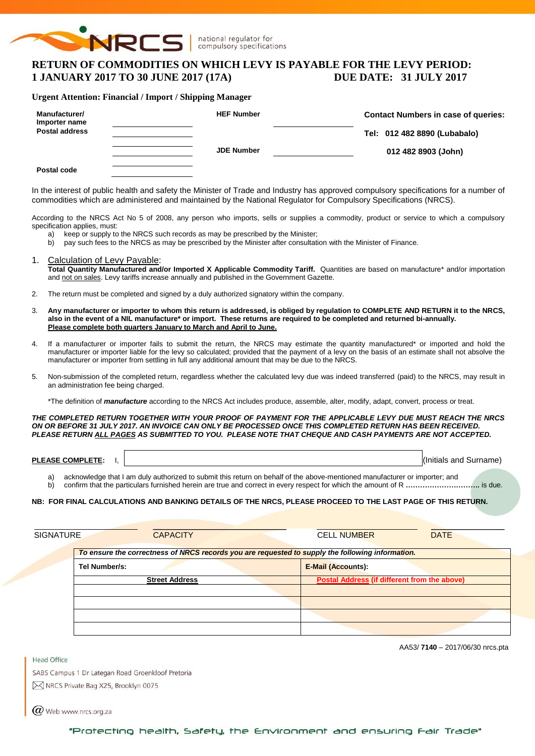NRCS | national regulator for compulsory specifications

# RETURN OF COMMODITIES ON WHICH LEVY IS PAYABLE FOR THE LEVY PERIOD: 1 JANUARY 2017 TO 30 JUNE 2017 (17A) DUE DATE: 31 JULY 2017

**Urgent Attention: Financial / Import / Shipping Manager**

| | | | | |
|---|---|---|---|---|
| **Manufacturer/ Importer name** | ____________ | **HEF Number** | ____________ | **Contact Numbers in case of queries:** |
| **Postal address** | ____________ | | | **Tel: 012 482 8890 (Lubabalo)** |
| | ____________ | **JDE Number** | ____________ | **012 482 8903 (John)** |
| **Postal code** | ____________ | | | |

In the interest of public health and safety the Minister of Trade and Industry has approved compulsory specifications for a number of commodities which are administered and maintained by the National Regulator for Compulsory Specifications (NRCS).

According to the NRCS Act No 5 of 2008, any person who imports, sells or supplies a commodity, product or service to which a compulsory specification applies, must:

a) keep or supply to the NRCS such records as may be prescribed by the Minister;
b) pay such fees to the NRCS as may be prescribed by the Minister after consultation with the Minister of Finance.

1. Calculation of Levy Payable:
   **Total Quantity Manufactured and/or Imported X Applicable Commodity Tariff.** Quantities are based on manufacture* and/or importation and not on sales. Levy tariffs increase annually and published in the Government Gazette.

2. The return must be completed and signed by a duly authorized signatory within the company.

3. **Any manufacturer or importer to whom this return is addressed, is obliged by regulation to COMPLETE AND RETURN it to the NRCS, also in the event of a NIL manufacture* or import. These returns are required to be completed and returned bi-annually. Please complete both quarters January to March and April to June.**

4. If a manufacturer or importer fails to submit the return, the NRCS may estimate the quantity manufactured* or imported and hold the manufacturer or importer liable for the levy so calculated; provided that the payment of a levy on the basis of an estimate shall not absolve the manufacturer or importer from settling in full any additional amount that may be due to the NRCS.

5. Non-submission of the completed return, regardless whether the calculated levy due was indeed transferred (paid) to the NRCS, may result in an administration fee being charged.

   *The definition of ***manufacture*** according to the NRCS Act includes produce, assemble, alter, modify, adapt, convert, process or treat.

***THE COMPLETED RETURN TOGETHER WITH YOUR PROOF OF PAYMENT FOR THE APPLICABLE LEVY DUE MUST REACH THE NRCS ON OR BEFORE 31 JULY 2017. AN INVOICE CAN ONLY BE PROCESSED ONCE THIS COMPLETED RETURN HAS BEEN RECEIVED. PLEASE RETURN ALL PAGES AS SUBMITTED TO YOU. PLEASE NOTE THAT CHEQUE AND CASH PAYMENTS ARE NOT ACCEPTED.***

**PLEASE COMPLETE:** I, ________________________________ (Initials and Surname)

a) acknowledge that I am duly authorized to submit this return on behalf of the above-mentioned manufacturer or importer; and
b) confirm that the particulars furnished herein are true and correct in every respect for which the amount of R ............................. is due.

**NB: FOR FINAL CALCULATIONS AND BANKING DETAILS OF THE NRCS, PLEASE PROCEED TO THE LAST PAGE OF THIS RETURN.**

| SIGNATURE | CAPACITY | CELL NUMBER | DATE |
|---|---|---|---|
| | | | |

| *To ensure the correctness of NRCS records you are requested to supply the following information.* | |
|---|---|
| **Tel Number/s:** | **E-Mail (Accounts):** |
| **Street Address** | **Postal Address (if different from the above)** |
| | |
| | |
| | |
| | |

AA53/ **7140** – 2017/06/30 nrcs.pta

Head Office
SABS Campus 1 Dr Lategan Road Groenkloof Pretoria
NRCS Private Bag X25, Brooklyn 0075
Web www.nrcs.org.za

"Protecting health, Safety, the Environment and ensuring Fair Trade"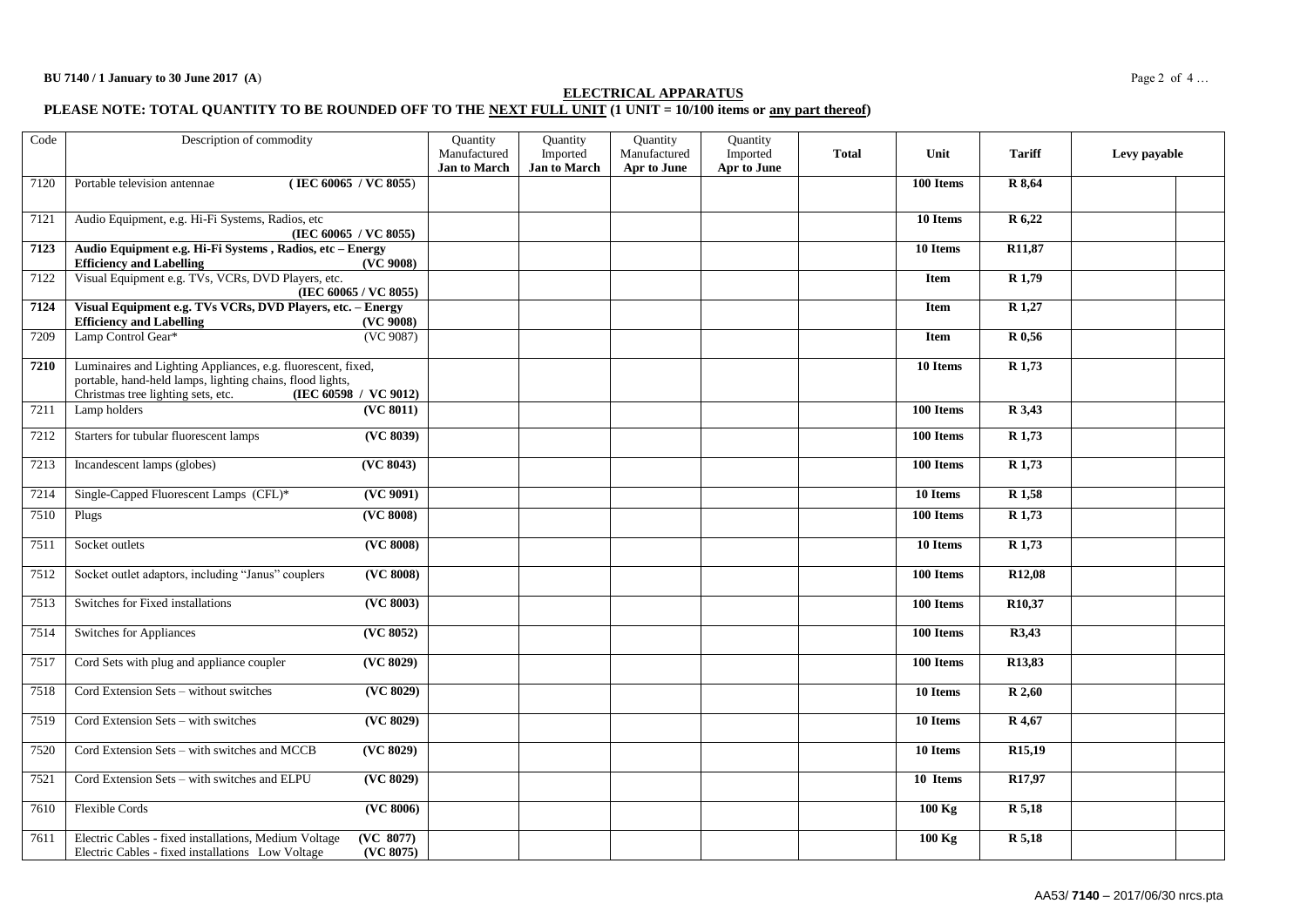**BU 7140 / 1 January to 30 June 2017 (A)**

## ELECTRICAL APPARATUS

**PLEASE NOTE: TOTAL QUANTITY TO BE ROUNDED OFF TO THE NEXT FULL UNIT (1 UNIT = 10/100 items or any part thereof)**

| Code | Description of commodity | Quantity Manufactured Jan to March | Quantity Imported Jan to March | Quantity Manufactured Apr to June | Quantity Imported Apr to June | Total | Unit | Tariff | Levy payable | |
|---|---|---|---|---|---|---|---|---|---|---|
| 7120 | Portable television antennae (IEC 60065 / VC 8055) | | | | | | **100 Items** | **R 8,64** | | |
| 7121 | Audio Equipment, e.g. Hi-Fi Systems, Radios, etc (IEC 60065 / VC 8055) | | | | | | **10 Items** | **R 6,22** | | |
| **7123** | **Audio Equipment e.g. Hi-Fi Systems , Radios, etc – Energy Efficiency and Labelling (VC 9008)** | | | | | | **10 Items** | **R11,87** | | |
| 7122 | Visual Equipment e.g. TVs, VCRs, DVD Players, etc. (IEC 60065 / VC 8055) | | | | | | **Item** | **R 1,79** | | |
| **7124** | **Visual Equipment e.g. TVs VCRs, DVD Players, etc. – Energy Efficiency and Labelling (VC 9008)** | | | | | | **Item** | **R 1,27** | | |
| 7209 | Lamp Control Gear* (VC 9087) | | | | | | **Item** | **R 0,56** | | |
| **7210** | Luminaires and Lighting Appliances, e.g. fluorescent, fixed, portable, hand-held lamps, lighting chains, flood lights, Christmas tree lighting sets, etc. (IEC 60598 / VC 9012) | | | | | | **10 Items** | **R 1,73** | | |
| 7211 | Lamp holders (VC 8011) | | | | | | **100 Items** | **R 3,43** | | |
| 7212 | Starters for tubular fluorescent lamps (VC 8039) | | | | | | **100 Items** | **R 1,73** | | |
| 7213 | Incandescent lamps (globes) (VC 8043) | | | | | | **100 Items** | **R 1,73** | | |
| 7214 | Single-Capped Fluorescent Lamps (CFL)* (VC 9091) | | | | | | **10 Items** | **R 1,58** | | |
| 7510 | Plugs (VC 8008) | | | | | | **100 Items** | **R 1,73** | | |
| 7511 | Socket outlets (VC 8008) | | | | | | **10 Items** | **R 1,73** | | |
| 7512 | Socket outlet adaptors, including "Janus" couplers (VC 8008) | | | | | | **100 Items** | **R12,08** | | |
| 7513 | Switches for Fixed installations (VC 8003) | | | | | | **100 Items** | **R10,37** | | |
| 7514 | Switches for Appliances (VC 8052) | | | | | | **100 Items** | **R3,43** | | |
| 7517 | Cord Sets with plug and appliance coupler (VC 8029) | | | | | | **100 Items** | **R13,83** | | |
| 7518 | Cord Extension Sets – without switches (VC 8029) | | | | | | **10 Items** | **R 2,60** | | |
| 7519 | Cord Extension Sets – with switches (VC 8029) | | | | | | **10 Items** | **R 4,67** | | |
| 7520 | Cord Extension Sets – with switches and MCCB (VC 8029) | | | | | | **10 Items** | **R15,19** | | |
| 7521 | Cord Extension Sets – with switches and ELPU (VC 8029) | | | | | | **10 Items** | **R17,97** | | |
| 7610 | Flexible Cords (VC 8006) | | | | | | **100 Kg** | **R 5,18** | | |
| 7611 | Electric Cables - fixed installations, Medium Voltage (VC 8077)<br>Electric Cables - fixed installations Low Voltage (VC 8075) | | | | | | **100 Kg** | **R 5,18** | | |

AA53/ **7140** – 2017/06/30 nrcs.pta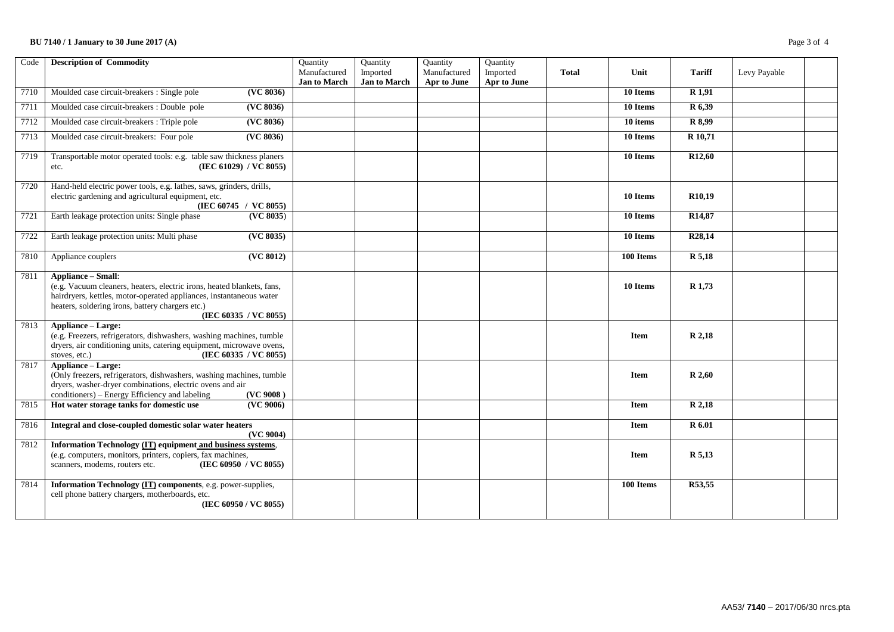| Code | Description of Commodity | Quantity Manufactured **Jan to March** | Quantity Imported **Jan to March** | Quantity Manufactured **Apr to June** | Quantity Imported **Apr to June** | **Total** | **Unit** | **Tariff** | Levy Payable | |
|---|---|---|---|---|---|---|---|---|---|---|
| 7710 | Moulded case circuit-breakers : Single pole **(VC 8036)** | | | | | | **10 Items** | **R 1,91** | | |
| 7711 | Moulded case circuit-breakers : Double pole **(VC 8036)** | | | | | | **10 Items** | **R 6,39** | | |
| 7712 | Moulded case circuit-breakers : Triple pole **(VC 8036)** | | | | | | **10 items** | **R 8,99** | | |
| 7713 | Moulded case circuit-breakers: Four pole **(VC 8036)** | | | | | | **10 Items** | **R 10,71** | | |
| 7719 | Transportable motor operated tools: e.g. table saw thickness planers etc. **(IEC 61029) / VC 8055)** | | | | | | **10 Items** | **R12,60** | | |
| 7720 | Hand-held electric power tools, e.g. lathes, saws, grinders, drills, electric gardening and agricultural equipment, etc. **(IEC 60745 / VC 8055)** | | | | | | **10 Items** | **R10,19** | | |
| 7721 | Earth leakage protection units: Single phase **(VC 8035)** | | | | | | **10 Items** | **R14,87** | | |
| 7722 | Earth leakage protection units: Multi phase **(VC 8035)** | | | | | | **10 Items** | **R28,14** | | |
| 7810 | Appliance couplers **(VC 8012)** | | | | | | **100 Items** | **R 5,18** | | |
| 7811 | **Appliance – Small**: (e.g. Vacuum cleaners, heaters, electric irons, heated blankets, fans, hairdryers, kettles, motor-operated appliances, instantaneous water heaters, soldering irons, battery chargers etc.) **(IEC 60335 / VC 8055)** | | | | | | **10 Items** | **R 1,73** | | |
| 7813 | **Appliance – Large:** (e.g. Freezers, refrigerators, dishwashers, washing machines, tumble dryers, air conditioning units, catering equipment, microwave ovens, stoves, etc.) **(IEC 60335 / VC 8055)** | | | | | | **Item** | **R 2,18** | | |
| 7817 | **Appliance – Large:** (Only freezers, refrigerators, dishwashers, washing machines, tumble dryers, washer-dryer combinations, electric ovens and air conditioners) – Energy Efficiency and labeling **(VC 9008 )** | | | | | | **Item** | **R 2,60** | | |
| 7815 | **Hot water storage tanks for domestic use (VC 9006)** | | | | | | **Item** | **R 2,18** | | |
| 7816 | **Integral and close-coupled domestic solar water heaters (VC 9004)** | | | | | | **Item** | **R 6.01** | | |
| 7812 | **Information Technology (IT) equipment and business systems**, (e.g. computers, monitors, printers, copiers, fax machines, scanners, modems, routers etc. **(IEC 60950 / VC 8055)** | | | | | | **Item** | **R 5,13** | | |
| 7814 | **Information Technology (IT) components**, e.g. power-supplies, cell phone battery chargers, motherboards, etc. **(IEC 60950 / VC 8055)** | | | | | | **100 Items** | **R53,55** | | |

AA53/ **7140** – 2017/06/30 nrcs.pta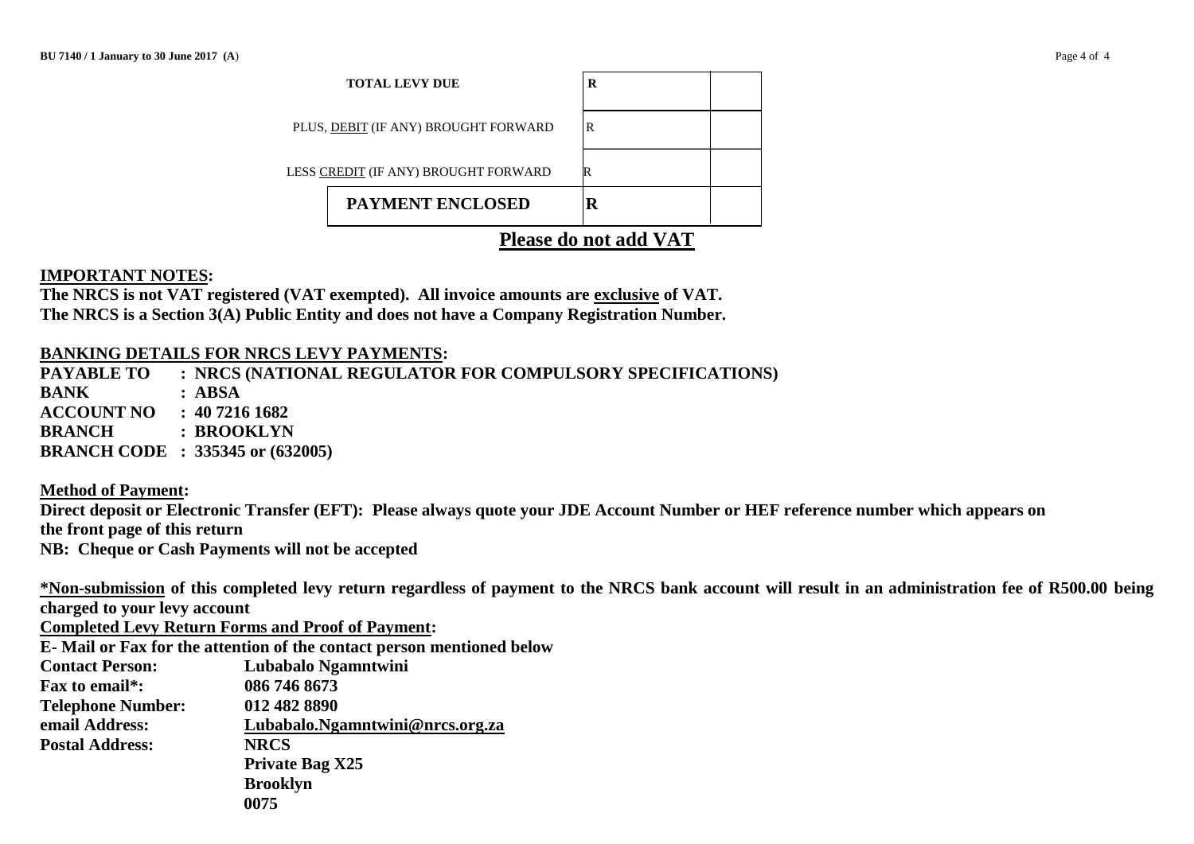| | | |
|---|---|---|
| **TOTAL LEVY DUE** | **R** | |
| PLUS, DEBIT (IF ANY) BROUGHT FORWARD | R | |
| LESS CREDIT (IF ANY) BROUGHT FORWARD | R | |
| **PAYMENT ENCLOSED** | **R** | |

**Please do not add VAT**

**IMPORTANT NOTES:**

**The NRCS is not VAT registered (VAT exempted). All invoice amounts are exclusive of VAT.**
**The NRCS is a Section 3(A) Public Entity and does not have a Company Registration Number.**

**BANKING DETAILS FOR NRCS LEVY PAYMENTS:**

**PAYABLE TO : NRCS (NATIONAL REGULATOR FOR COMPULSORY SPECIFICATIONS)**
**BANK : ABSA**
**ACCOUNT NO : 40 7216 1682**
**BRANCH : BROOKLYN**
**BRANCH CODE : 335345 or (632005)**

**Method of Payment:**

**Direct deposit or Electronic Transfer (EFT): Please always quote your JDE Account Number or HEF reference number which appears on the front page of this return**
**NB: Cheque or Cash Payments will not be accepted**

**\*Non-submission of this completed levy return regardless of payment to the NRCS bank account will result in an administration fee of R500.00 being charged to your levy account**

**Completed Levy Return Forms and Proof of Payment:**

**E- Mail or Fax for the attention of the contact person mentioned below**

**Contact Person:** **Lubabalo Ngamntwini**
**Fax to email\*:** **086 746 8673**
**Telephone Number:** **012 482 8890**
**email Address:** **Lubabalo.Ngamntwini@nrcs.org.za**
**Postal Address:** **NRCS**
**Private Bag X25**
**Brooklyn**
**0075**